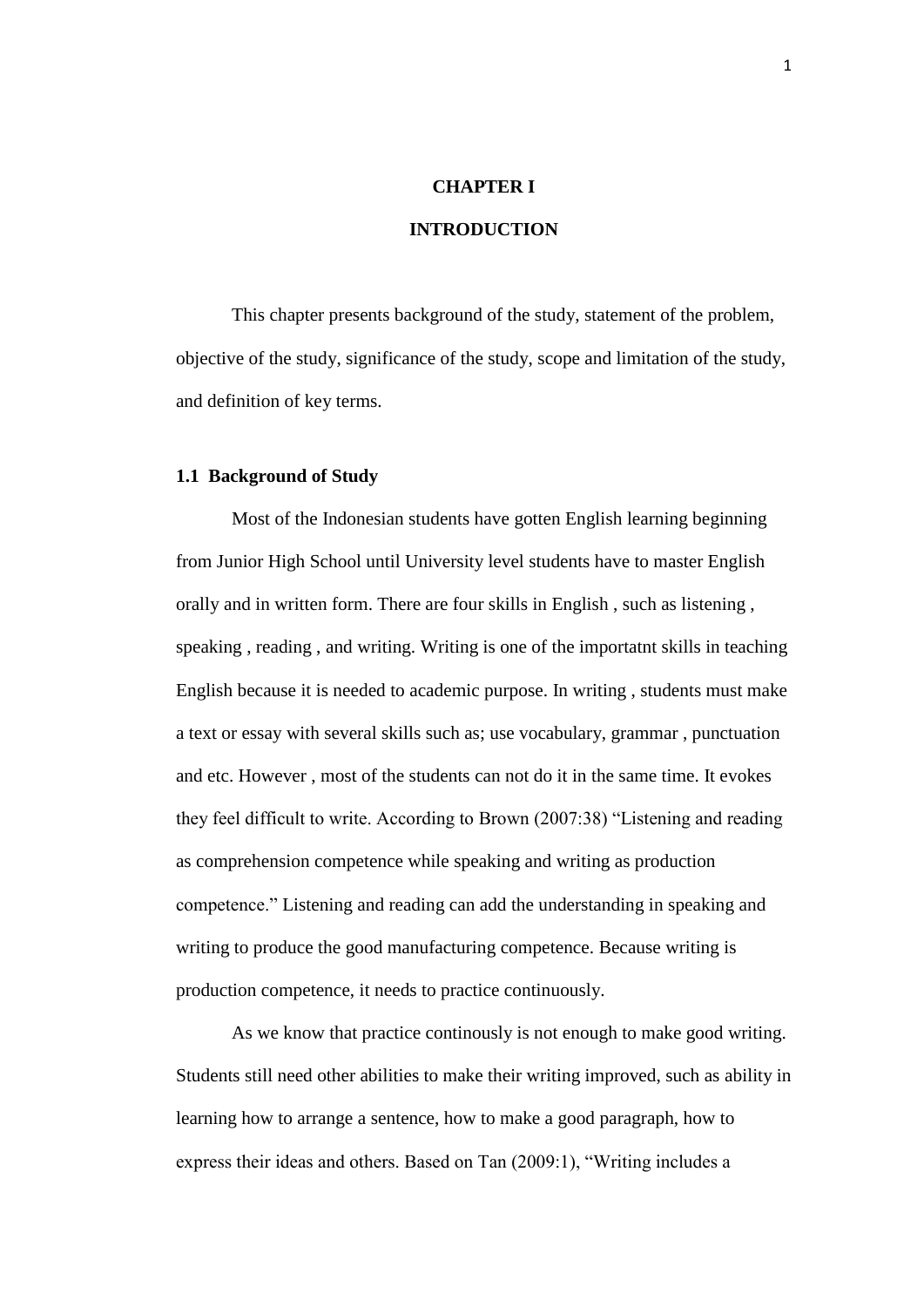# CHAPTER I

# INTRODUCTION

This chapter presents background of the study, statement of the problem, objective of the study, significance of the study, scope and limitation of the study, and definition of key terms.

## 1.1 Background of Study

Most of the Indonesian students have gotten English learning beginning from Junior High School until University level students have to master English orally and in written form. There are four skills in English , such as listening , speaking , reading , and writing. Writing is one of the importatnt skills in teaching English because it is needed to academic purpose. In writing , students must make a text or essay with several skills such as; use vocabulary, grammar , punctuation and etc. However , most of the students can not do it in the same time. It evokes they feel difficult to write. According to Brown (2007:38) "Listening and reading as comprehension competence while speaking and writing as production competence." Listening and reading can add the understanding in speaking and writing to produce the good manufacturing competence. Because writing is production competence, it needs to practice continuously.

As we know that practice continously is not enough to make good writing. Students still need other abilities to make their writing improved, such as ability in learning how to arrange a sentence, how to make a good paragraph, how to express their ideas and others. Based on Tan (2009:1), "Writing includes a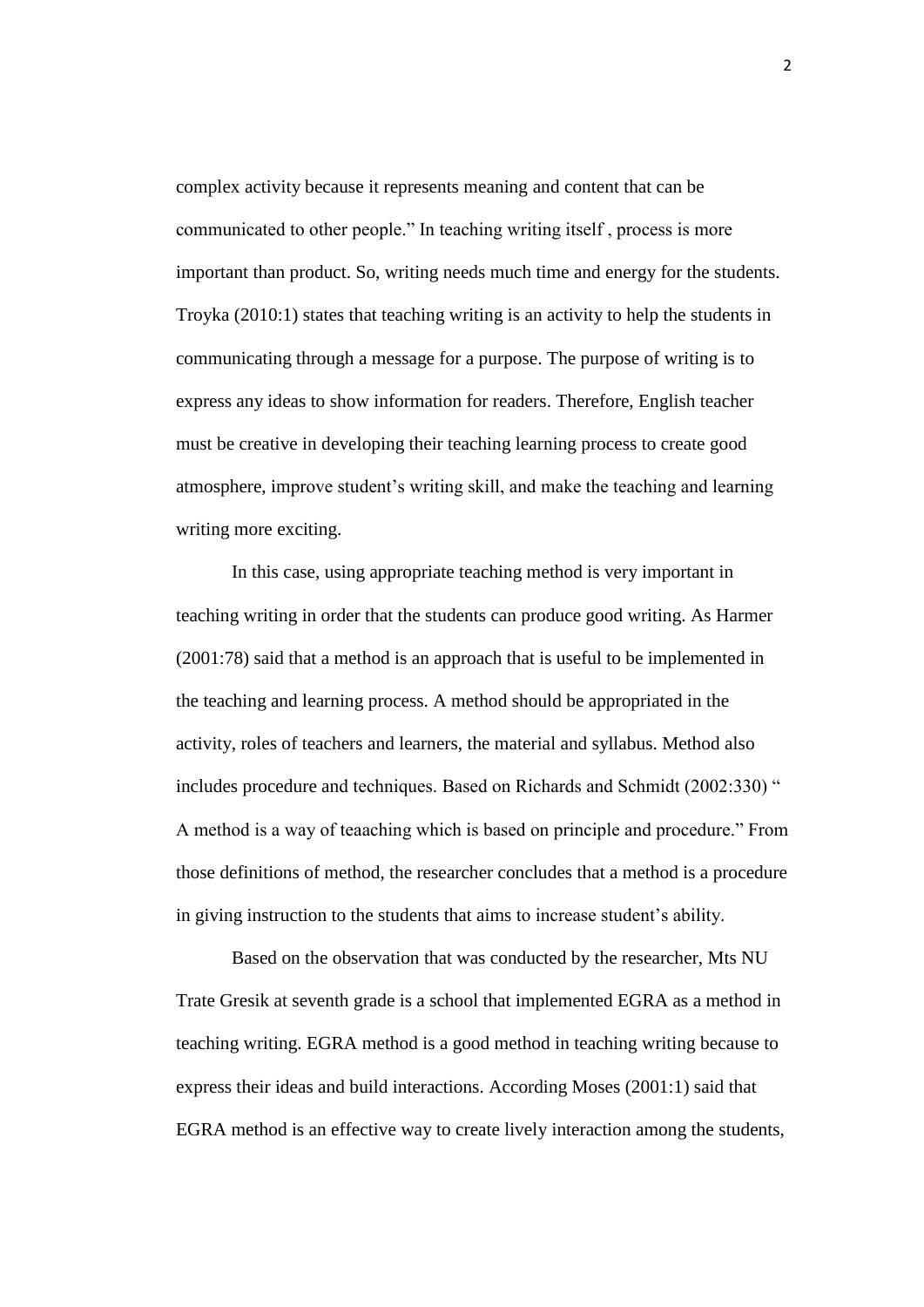complex activity because it represents meaning and content that can be communicated to other people." In teaching writing itself , process is more important than product. So, writing needs much time and energy for the students. Troyka (2010:1) states that teaching writing is an activity to help the students in communicating through a message for a purpose. The purpose of writing is to express any ideas to show information for readers. Therefore, English teacher must be creative in developing their teaching learning process to create good atmosphere, improve student's writing skill, and make the teaching and learning writing more exciting.

In this case, using appropriate teaching method is very important in teaching writing in order that the students can produce good writing. As Harmer (2001:78) said that a method is an approach that is useful to be implemented in the teaching and learning process. A method should be appropriated in the activity, roles of teachers and learners, the material and syllabus. Method also includes procedure and techniques. Based on Richards and Schmidt (2002:330) " A method is a way of teaaching which is based on principle and procedure." From those definitions of method, the researcher concludes that a method is a procedure in giving instruction to the students that aims to increase student's ability.

Based on the observation that was conducted by the researcher, Mts NU Trate Gresik at seventh grade is a school that implemented EGRA as a method in teaching writing. EGRA method is a good method in teaching writing because to express their ideas and build interactions. According Moses (2001:1) said that EGRA method is an effective way to create lively interaction among the students,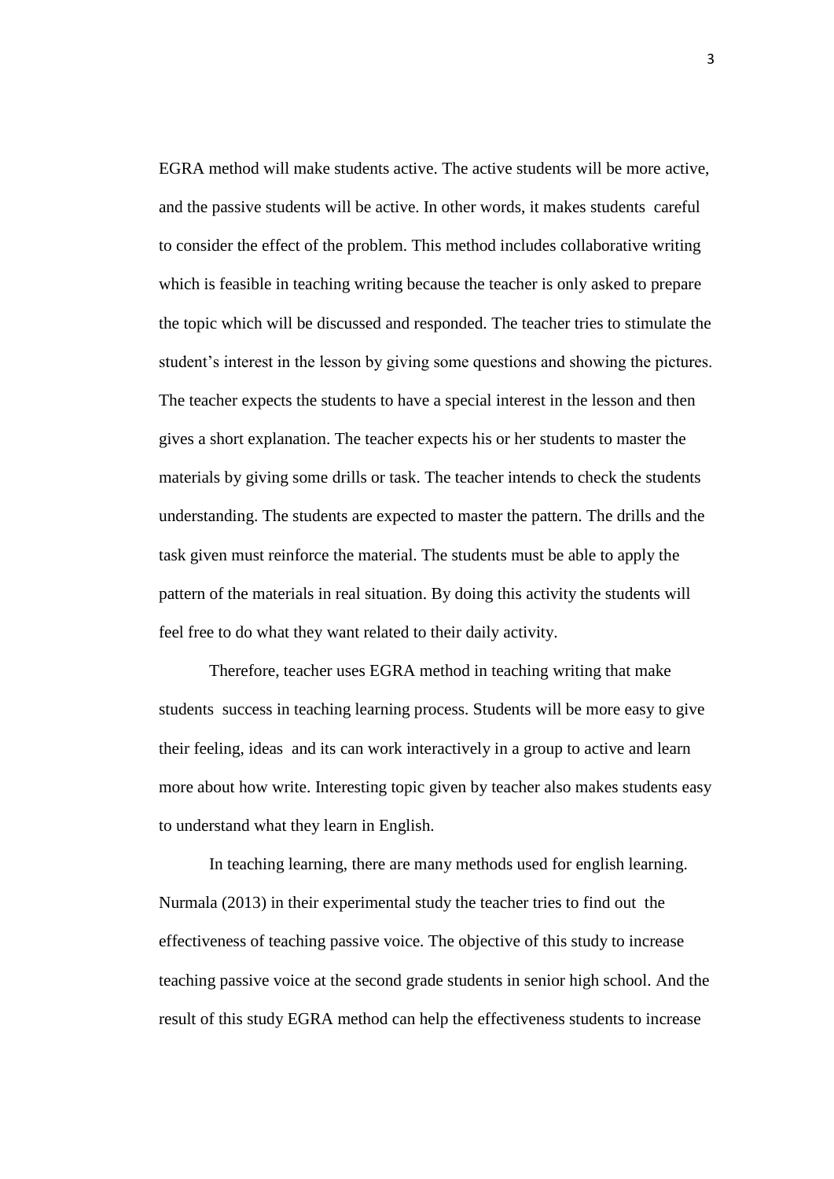EGRA method will make students active. The active students will be more active, and the passive students will be active. In other words, it makes students careful to consider the effect of the problem. This method includes collaborative writing which is feasible in teaching writing because the teacher is only asked to prepare the topic which will be discussed and responded. The teacher tries to stimulate the student's interest in the lesson by giving some questions and showing the pictures. The teacher expects the students to have a special interest in the lesson and then gives a short explanation. The teacher expects his or her students to master the materials by giving some drills or task. The teacher intends to check the students understanding. The students are expected to master the pattern. The drills and the task given must reinforce the material. The students must be able to apply the pattern of the materials in real situation. By doing this activity the students will feel free to do what they want related to their daily activity.

Therefore, teacher uses EGRA method in teaching writing that make students success in teaching learning process. Students will be more easy to give their feeling, ideas and its can work interactively in a group to active and learn more about how write. Interesting topic given by teacher also makes students easy to understand what they learn in English.

In teaching learning, there are many methods used for english learning. Nurmala (2013) in their experimental study the teacher tries to find out the effectiveness of teaching passive voice. The objective of this study to increase teaching passive voice at the second grade students in senior high school. And the result of this study EGRA method can help the effectiveness students to increase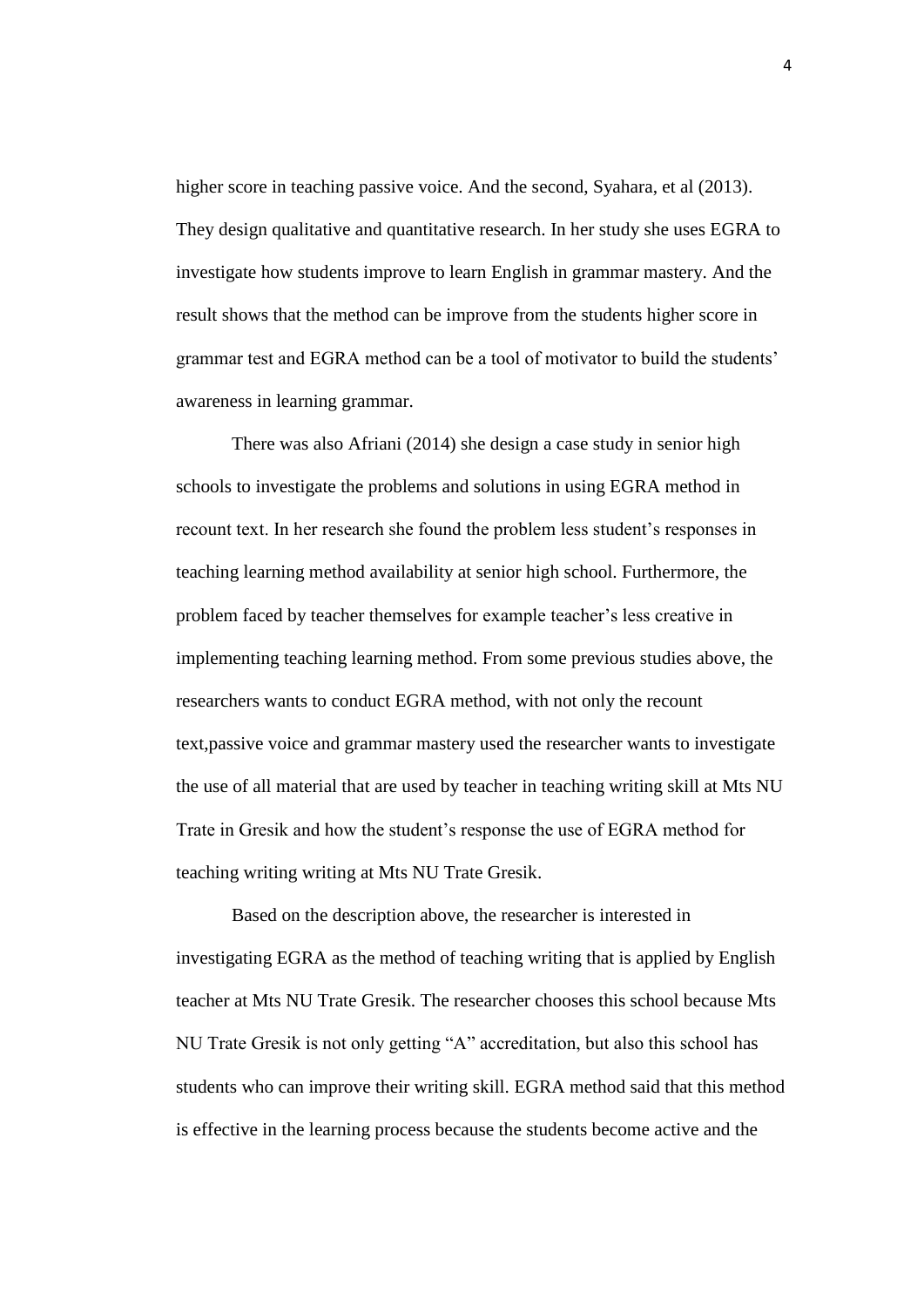higher score in teaching passive voice. And the second, Syahara, et al (2013). They design qualitative and quantitative research. In her study she uses EGRA to investigate how students improve to learn English in grammar mastery. And the result shows that the method can be improve from the students higher score in grammar test and EGRA method can be a tool of motivator to build the students' awareness in learning grammar.

There was also Afriani (2014) she design a case study in senior high schools to investigate the problems and solutions in using EGRA method in recount text. In her research she found the problem less student's responses in teaching learning method availability at senior high school. Furthermore, the problem faced by teacher themselves for example teacher's less creative in implementing teaching learning method. From some previous studies above, the researchers wants to conduct EGRA method, with not only the recount text,passive voice and grammar mastery used the researcher wants to investigate the use of all material that are used by teacher in teaching writing skill at Mts NU Trate in Gresik and how the student's response the use of EGRA method for teaching writing writing at Mts NU Trate Gresik.

Based on the description above, the researcher is interested in investigating EGRA as the method of teaching writing that is applied by English teacher at Mts NU Trate Gresik. The researcher chooses this school because Mts NU Trate Gresik is not only getting "A" accreditation, but also this school has students who can improve their writing skill. EGRA method said that this method is effective in the learning process because the students become active and the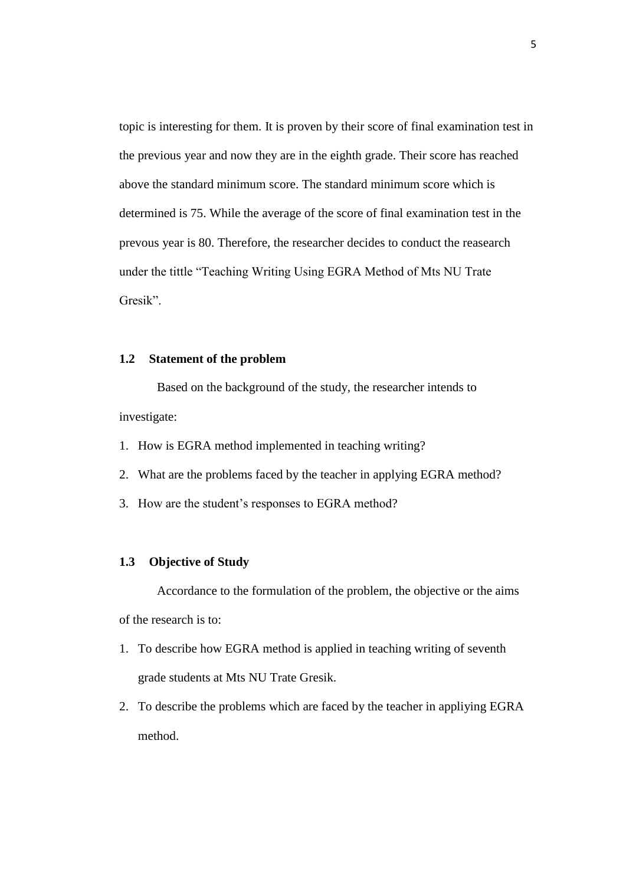topic is interesting for them. It is proven by their score of final examination test in the previous year and now they are in the eighth grade. Their score has reached above the standard minimum score. The standard minimum score which is determined is 75. While the average of the score of final examination test in the prevous year is 80. Therefore, the researcher decides to conduct the reasearch under the tittle "Teaching Writing Using EGRA Method of Mts NU Trate Gresik".

## 1.2 Statement of the problem

Based on the background of the study, the researcher intends to investigate:

1. How is EGRA method implemented in teaching writing?
2. What are the problems faced by the teacher in applying EGRA method?
3. How are the student's responses to EGRA method?

## 1.3 Objective of Study

Accordance to the formulation of the problem, the objective or the aims of the research is to:

1. To describe how EGRA method is applied in teaching writing of seventh grade students at Mts NU Trate Gresik.
2. To describe the problems which are faced by the teacher in appliying EGRA method.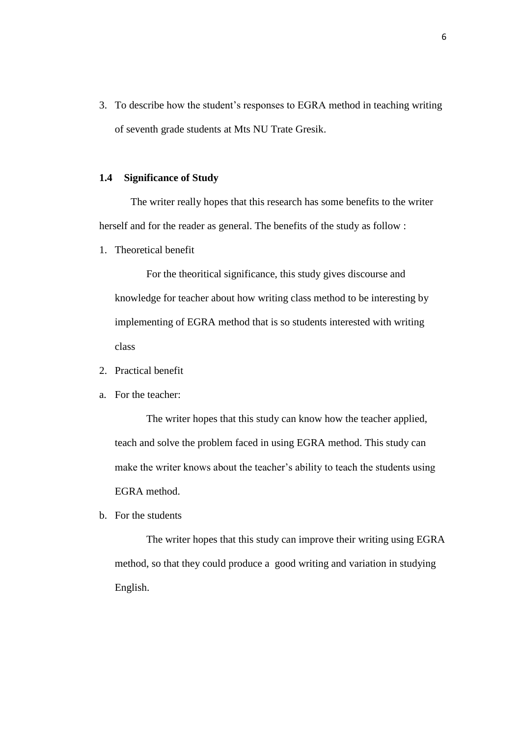3. To describe how the student's responses to EGRA method in teaching writing of seventh grade students at Mts NU Trate Gresik.

### 1.4 Significance of Study

The writer really hopes that this research has some benefits to the writer herself and for the reader as general. The benefits of the study as follow :

1. Theoretical benefit

   For the theoritical significance, this study gives discourse and knowledge for teacher about how writing class method to be interesting by implementing of EGRA method that is so students interested with writing class

2. Practical benefit

a. For the teacher:

   The writer hopes that this study can know how the teacher applied, teach and solve the problem faced in using EGRA method. This study can make the writer knows about the teacher's ability to teach the students using EGRA method.

b. For the students

   The writer hopes that this study can improve their writing using EGRA method, so that they could produce a good writing and variation in studying English.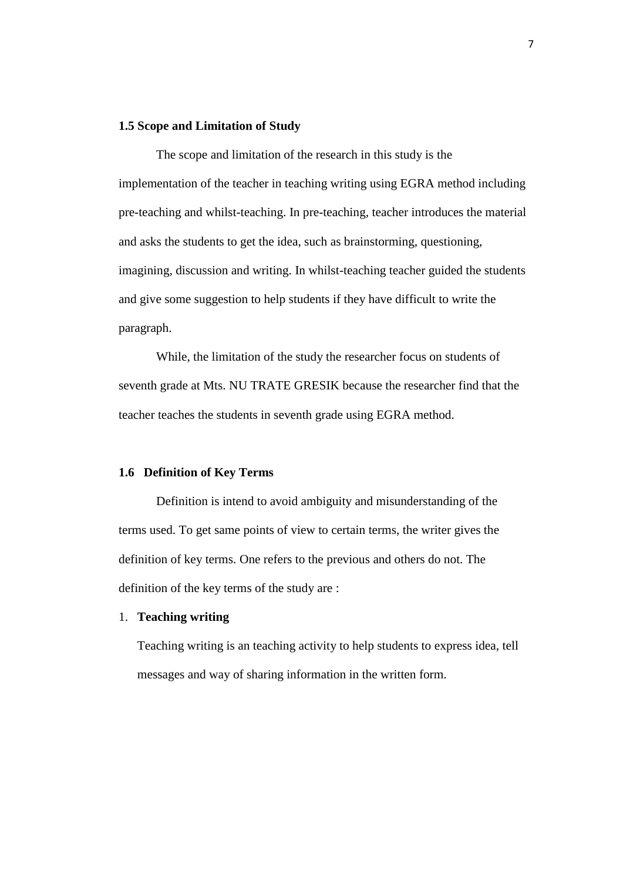### 1.5 Scope and Limitation of Study

The scope and limitation of the research in this study is the implementation of the teacher in teaching writing using EGRA method including pre-teaching and whilst-teaching. In pre-teaching, teacher introduces the material and asks the students to get the idea, such as brainstorming, questioning, imagining, discussion and writing. In whilst-teaching teacher guided the students and give some suggestion to help students if they have difficult to write the paragraph.

While, the limitation of the study the researcher focus on students of seventh grade at Mts. NU TRATE GRESIK because the researcher find that the teacher teaches the students in seventh grade using EGRA method.

### 1.6 Definition of Key Terms

Definition is intend to avoid ambiguity and misunderstanding of the terms used. To get same points of view to certain terms, the writer gives the definition of key terms. One refers to the previous and others do not. The definition of the key terms of the study are :

1. **Teaching writing**

   Teaching writing is an teaching activity to help students to express idea, tell messages and way of sharing information in the written form.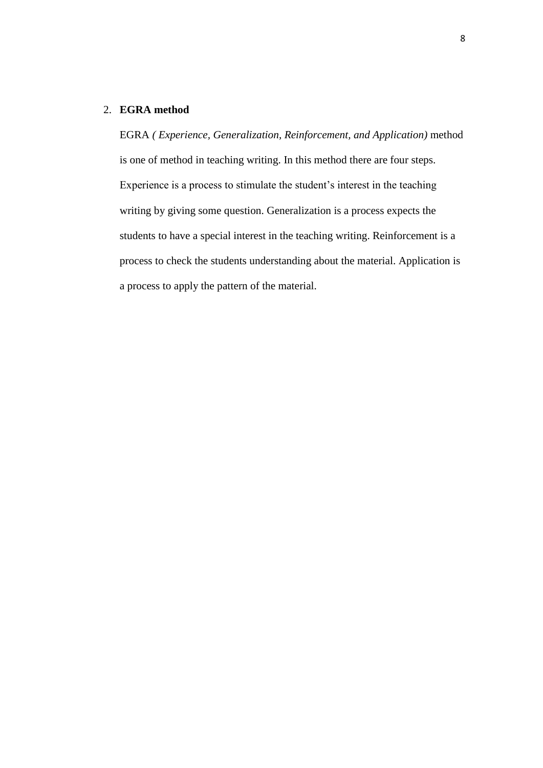2. **EGRA method**

   EGRA *( Experience, Generalization, Reinforcement, and Application)* method is one of method in teaching writing. In this method there are four steps. Experience is a process to stimulate the student's interest in the teaching writing by giving some question. Generalization is a process expects the students to have a special interest in the teaching writing. Reinforcement is a process to check the students understanding about the material. Application is a process to apply the pattern of the material.